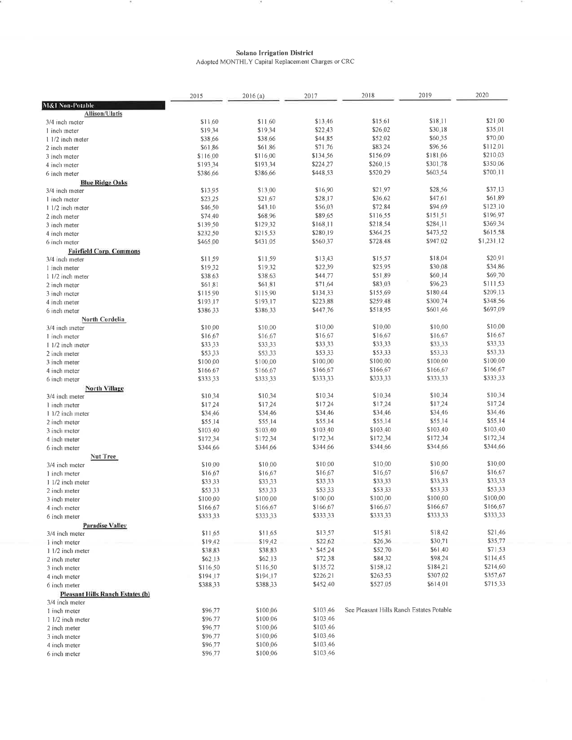# Solano Irrigation District

Adopted MONTHLY Capital Replacement Charges or CRC

| | 2015 | 2016 (a) | 2017 | 2018 | 2019 | 2020 |
|---|---|---|---|---|---|---|
| **M&I Non-Potable** | | | | | | |
| **Allison/Ulatis** | | | | | | |
| 3/4 inch meter | $11.60 | $11.60 | $13.46 | $15.61 | $18.11 | $21.00 |
| 1 inch meter | $19.34 | $19.34 | $22.43 | $26.02 | $30.18 | $35.01 |
| 1 1/2 inch meter | $38.66 | $38.66 | $44.85 | $52.02 | $60.35 | $70.00 |
| 2 inch meter | $61.86 | $61.86 | $71.76 | $83.24 | $96.56 | $112.01 |
| 3 inch meter | $116.00 | $116.00 | $134.56 | $156.09 | $181.06 | $210.03 |
| 4 inch meter | $193.34 | $193.34 | $224.27 | $260.15 | $301.78 | $350.06 |
| 6 inch meter | $386.66 | $386.66 | $448.53 | $520.29 | $603.54 | $700.11 |
| **Blue Ridge Oaks** | | | | | | |
| 3/4 inch meter | $13.95 | $13.00 | $16.90 | $21.97 | $28.56 | $37.13 |
| 1 inch meter | $23.25 | $21.67 | $28.17 | $36.62 | $47.61 | $61.89 |
| 1 1/2 inch meter | $46.50 | $43.10 | $56.03 | $72.84 | $94.69 | $123.10 |
| 2 inch meter | $74.40 | $68.96 | $89.65 | $116.55 | $151.51 | $196.97 |
| 3 inch meter | $139.50 | $129.32 | $168.11 | $218.54 | $284.11 | $369.34 |
| 4 inch meter | $232.50 | $215.53 | $280.19 | $364.25 | $473.52 | $615.58 |
| 6 inch meter | $465.00 | $431.05 | $560.37 | $728.48 | $947.02 | $1,231.12 |
| **Fairfield Corp. Commons** | | | | | | |
| 3/4 inch meter | $11.59 | $11.59 | $13.43 | $15.57 | $18.04 | $20.91 |
| 1 inch meter | $19.32 | $19.32 | $22.39 | $25.95 | $30.08 | $34.86 |
| 1 1/2 inch meter | $38.63 | $38.63 | $44.77 | $51.89 | $60.14 | $69.70 |
| 2 inch meter | $61.81 | $61.81 | $71.64 | $83.03 | $96.23 | $111.53 |
| 3 inch meter | $115.90 | $115.90 | $134.33 | $155.69 | $180.44 | $209.13 |
| 4 inch meter | $193.17 | $193.17 | $223.88 | $259.48 | $300.74 | $348.56 |
| 6 inch meter | $386.33 | $386.33 | $447.76 | $518.95 | $601.46 | $697.09 |
| **North Cordelia** | | | | | | |
| 3/4 inch meter | $10.00 | $10.00 | $10.00 | $10.00 | $10.00 | $10.00 |
| 1 inch meter | $16.67 | $16.67 | $16.67 | $16.67 | $16.67 | $16.67 |
| 1 1/2 inch meter | $33.33 | $33.33 | $33.33 | $33.33 | $33.33 | $33.33 |
| 2 inch meter | $53.33 | $53.33 | $53.33 | $53.33 | $53.33 | $53.33 |
| 3 inch meter | $100.00 | $100.00 | $100.00 | $100.00 | $100.00 | $100.00 |
| 4 inch meter | $166.67 | $166.67 | $166.67 | $166.67 | $166.67 | $166.67 |
| 6 inch meter | $333.33 | $333.33 | $333.33 | $333.33 | $333.33 | $333.33 |
| **North Village** | | | | | | |
| 3/4 inch meter | $10.34 | $10.34 | $10.34 | $10.34 | $10.34 | $10.34 |
| 1 inch meter | $17.24 | $17.24 | $17.24 | $17.24 | $17.24 | $17.24 |
| 1 1/2 inch meter | $34.46 | $34.46 | $34.46 | $34.46 | $34.46 | $34.46 |
| 2 inch meter | $55.14 | $55.14 | $55.14 | $55.14 | $55.14 | $55.14 |
| 3 inch meter | $103.40 | $103.40 | $103.40 | $103.40 | $103.40 | $103.40 |
| 4 inch meter | $172.34 | $172.34 | $172.34 | $172.34 | $172.34 | $172.34 |
| 6 inch meter | $344.66 | $344.66 | $344.66 | $344.66 | $344.66 | $344.66 |
| **Nut Tree** | | | | | | |
| 3/4 inch meter | $10.00 | $10.00 | $10.00 | $10.00 | $10.00 | $10.00 |
| 1 inch meter | $16.67 | $16.67 | $16.67 | $16.67 | $16.67 | $16.67 |
| 1 1/2 inch meter | $33.33 | $33.33 | $33.33 | $33.33 | $33.33 | $33.33 |
| 2 inch meter | $53.33 | $53.33 | $53.33 | $53.33 | $53.33 | $53.33 |
| 3 inch meter | $100.00 | $100.00 | $100.00 | $100.00 | $100.00 | $100.00 |
| 4 inch meter | $166.67 | $166.67 | $166.67 | $166.67 | $166.67 | $166.67 |
| 6 inch meter | $333.33 | $333.33 | $333.33 | $333.33 | $333.33 | $333.33 |
| **Paradise Valley** | | | | | | |
| 3/4 inch meter | $11.65 | $11.65 | $13.57 | $15.81 | $18.42 | $21.46 |
| 1 inch meter | $19.42 | $19.42 | $22.62 | $26.36 | $30.71 | $35.77 |
| 1 1/2 inch meter | $38.83 | $38.83 | $45.24 | $52.70 | $61.40 | $71.53 |
| 2 inch meter | $62.13 | $62.13 | $72.38 | $84.32 | $98.24 | $114.45 |
| 3 inch meter | $116.50 | $116.50 | $135.72 | $158.12 | $184.21 | $214.60 |
| 4 inch meter | $194.17 | $194.17 | $226.21 | $263.53 | $307.02 | $357.67 |
| 6 inch meter | $388.33 | $388.33 | $452.40 | $527.05 | $614.01 | $715.33 |
| **Pleasant Hills Ranch Estates (b)** | | | | | | |
| 3/4 inch meter | | | | | | |
| 1 inch meter | $96.77 | $100.06 | $103.46 | See Pleasant Hills Ranch Estates Potable | | |
| 1 1/2 inch meter | $96.77 | $100.06 | $103.46 | | | |
| 2 inch meter | $96.77 | $100.06 | $103.46 | | | |
| 3 inch meter | $96.77 | $100.06 | $103.46 | | | |
| 4 inch meter | $96.77 | $100.06 | $103.46 | | | |
| 6 inch meter | $96.77 | $100.06 | $103.46 | | | |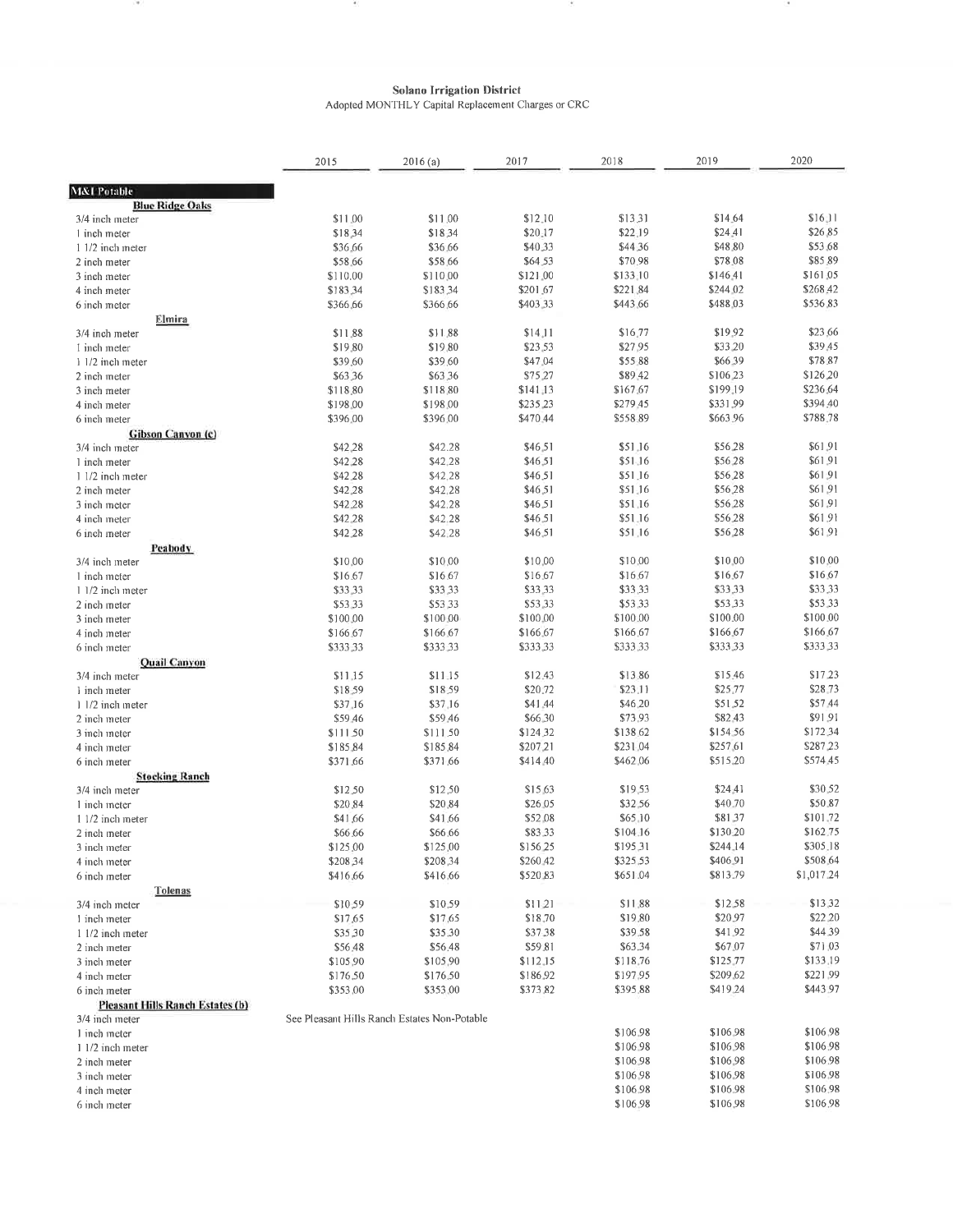**Solano Irrigation District**
Adopted MONTHLY Capital Replacement Charges or CRC

| | 2015 | 2016 (a) | 2017 | 2018 | 2019 | 2020 |
|---|---|---|---|---|---|---|
| **M&I Potable** | | | | | | |
| **Blue Ridge Oaks** | | | | | | |
| 3/4 inch meter | $11.00 | $11.00 | $12.10 | $13.31 | $14.64 | $16.11 |
| 1 inch meter | $18.34 | $18.34 | $20.17 | $22.19 | $24.41 | $26.85 |
| 1 1/2 inch meter | $36.66 | $36.66 | $40.33 | $44.36 | $48.80 | $53.68 |
| 2 inch meter | $58.66 | $58.66 | $64.53 | $70.98 | $78.08 | $85.89 |
| 3 inch meter | $110.00 | $110.00 | $121.00 | $133.10 | $146.41 | $161.05 |
| 4 inch meter | $183.34 | $183.34 | $201.67 | $221.84 | $244.02 | $268.42 |
| 6 inch meter | $366.66 | $366.66 | $403.33 | $443.66 | $488.03 | $536.83 |
| **Elmira** | | | | | | |
| 3/4 inch meter | $11.88 | $11.88 | $14.11 | $16.77 | $19.92 | $23.66 |
| 1 inch meter | $19.80 | $19.80 | $23.53 | $27.95 | $33.20 | $39.45 |
| 1 1/2 inch meter | $39.60 | $39.60 | $47.04 | $55.88 | $66.39 | $78.87 |
| 2 inch meter | $63.36 | $63.36 | $75.27 | $89.42 | $106.23 | $126.20 |
| 3 inch meter | $118.80 | $118.80 | $141.13 | $167.67 | $199.19 | $236.64 |
| 4 inch meter | $198.00 | $198.00 | $235.23 | $279.45 | $331.99 | $394.40 |
| 6 inch meter | $396.00 | $396.00 | $470.44 | $558.89 | $663.96 | $788.78 |
| **Gibson Canyon (c)** | | | | | | |
| 3/4 inch meter | $42.28 | $42.28 | $46.51 | $51.16 | $56.28 | $61.91 |
| 1 inch meter | $42.28 | $42.28 | $46.51 | $51.16 | $56.28 | $61.91 |
| 1 1/2 inch meter | $42.28 | $42.28 | $46.51 | $51.16 | $56.28 | $61.91 |
| 2 inch meter | $42.28 | $42.28 | $46.51 | $51.16 | $56.28 | $61.91 |
| 3 inch meter | $42.28 | $42.28 | $46.51 | $51.16 | $56.28 | $61.91 |
| 4 inch meter | $42.28 | $42.28 | $46.51 | $51.16 | $56.28 | $61.91 |
| 6 inch meter | $42.28 | $42.28 | $46.51 | $51.16 | $56.28 | $61.91 |
| **Peabody** | | | | | | |
| 3/4 inch meter | $10.00 | $10.00 | $10.00 | $10.00 | $10.00 | $10.00 |
| 1 inch meter | $16.67 | $16.67 | $16.67 | $16.67 | $16.67 | $16.67 |
| 1 1/2 inch meter | $33.33 | $33.33 | $33.33 | $33.33 | $33.33 | $33.33 |
| 2 inch meter | $53.33 | $53.33 | $53.33 | $53.33 | $53.33 | $53.33 |
| 3 inch meter | $100.00 | $100.00 | $100.00 | $100.00 | $100.00 | $100.00 |
| 4 inch meter | $166.67 | $166.67 | $166.67 | $166.67 | $166.67 | $166.67 |
| 6 inch meter | $333.33 | $333.33 | $333.33 | $333.33 | $333.33 | $333.33 |
| **Quail Canyon** | | | | | | |
| 3/4 inch meter | $11.15 | $11.15 | $12.43 | $13.86 | $15.46 | $17.23 |
| 1 inch meter | $18.59 | $18.59 | $20.72 | $23.11 | $25.77 | $28.73 |
| 1 1/2 inch meter | $37.16 | $37.16 | $41.44 | $46.20 | $51.52 | $57.44 |
| 2 inch meter | $59.46 | $59.46 | $66.30 | $73.93 | $82.43 | $91.91 |
| 3 inch meter | $111.50 | $111.50 | $124.32 | $138.62 | $154.56 | $172.34 |
| 4 inch meter | $185.84 | $185.84 | $207.21 | $231.04 | $257.61 | $287.23 |
| 6 inch meter | $371.66 | $371.66 | $414.40 | $462.06 | $515.20 | $574.45 |
| **Stocking Ranch** | | | | | | |
| 3/4 inch meter | $12.50 | $12.50 | $15.63 | $19.53 | $24.41 | $30.52 |
| 1 inch meter | $20.84 | $20.84 | $26.05 | $32.56 | $40.70 | $50.87 |
| 1 1/2 inch meter | $41.66 | $41.66 | $52.08 | $65.10 | $81.37 | $101.72 |
| 2 inch meter | $66.66 | $66.66 | $83.33 | $104.16 | $130.20 | $162.75 |
| 3 inch meter | $125.00 | $125.00 | $156.25 | $195.31 | $244.14 | $305.18 |
| 4 inch meter | $208.34 | $208.34 | $260.42 | $325.53 | $406.91 | $508.64 |
| 6 inch meter | $416.66 | $416.66 | $520.83 | $651.04 | $813.79 | $1,017.24 |
| **Tolenas** | | | | | | |
| 3/4 inch meter | $10.59 | $10.59 | $11.21 | $11.88 | $12.58 | $13.32 |
| 1 inch meter | $17.65 | $17.65 | $18.70 | $19.80 | $20.97 | $22.20 |
| 1 1/2 inch meter | $35.30 | $35.30 | $37.38 | $39.58 | $41.92 | $44.39 |
| 2 inch meter | $56.48 | $56.48 | $59.81 | $63.34 | $67.07 | $71.03 |
| 3 inch meter | $105.90 | $105.90 | $112.15 | $118.76 | $125.77 | $133.19 |
| 4 inch meter | $176.50 | $176.50 | $186.92 | $197.95 | $209.62 | $221.99 |
| 6 inch meter | $353.00 | $353.00 | $373.82 | $395.88 | $419.24 | $443.97 |
| **Pleasant Hills Ranch Estates (b)** | | | | | | |
| 3/4 inch meter | See Pleasant Hills Ranch Estates Non-Potable | | | | | |
| 1 inch meter | | | | $106.98 | $106.98 | $106.98 |
| 1 1/2 inch meter | | | | $106.98 | $106.98 | $106.98 |
| 2 inch meter | | | | $106.98 | $106.98 | $106.98 |
| 3 inch meter | | | | $106.98 | $106.98 | $106.98 |
| 4 inch meter | | | | $106.98 | $106.98 | $106.98 |
| 6 inch meter | | | | $106.98 | $106.98 | $106.98 |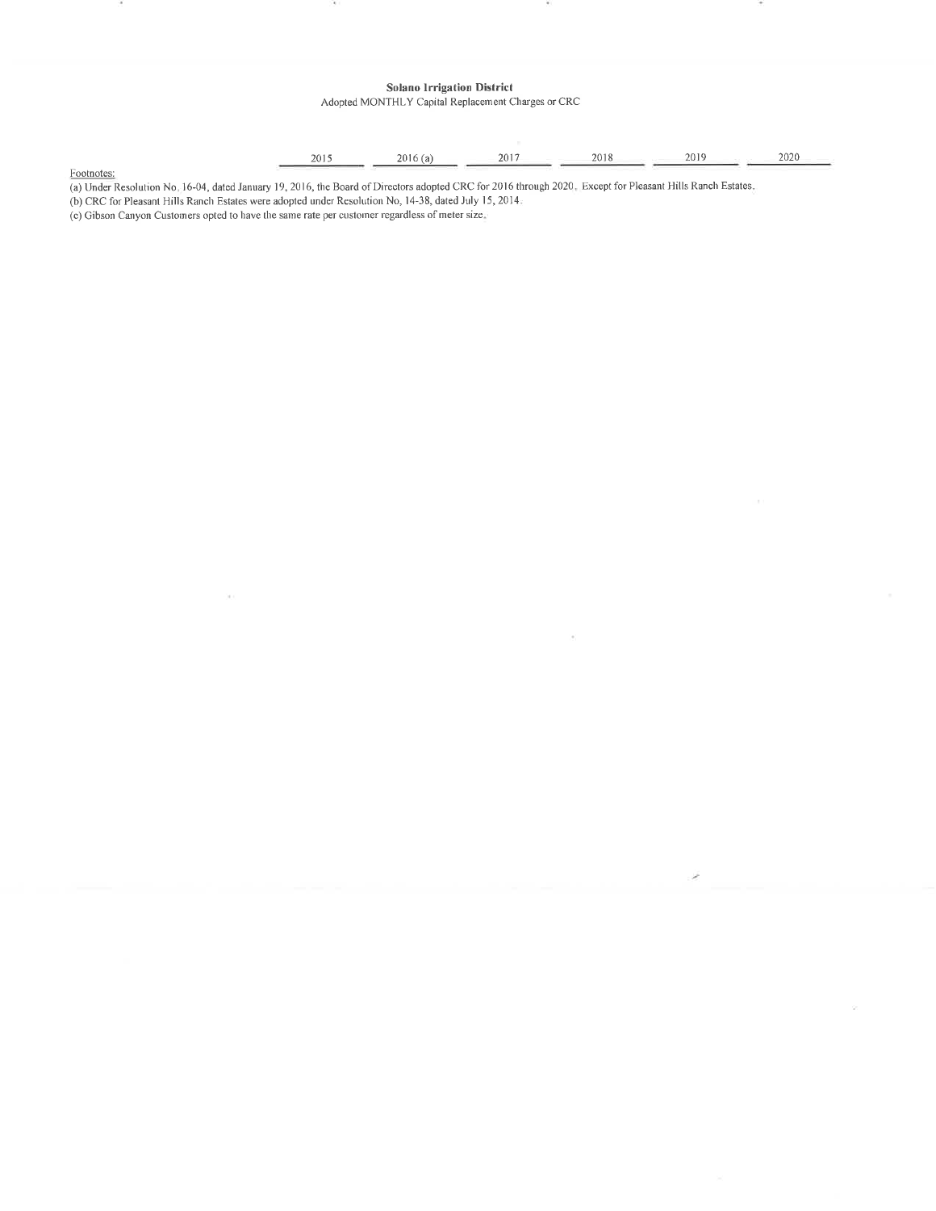**Solano Irrigation District**

Adopted MONTHLY Capital Replacement Charges or CRC

| 2015 | 2016 (a) | 2017 | 2018 | 2019 | 2020 |
| --- | --- | --- | --- | --- | --- |

Footnotes:

(a) Under Resolution No. 16-04, dated January 19, 2016, the Board of Directors adopted CRC for 2016 through 2020. Except for Pleasant Hills Ranch Estates.

(b) CRC for Pleasant Hills Ranch Estates were adopted under Resolution No, 14-38, dated July 15, 2014.

(c) Gibson Canyon Customers opted to have the same rate per customer regardless of meter size.